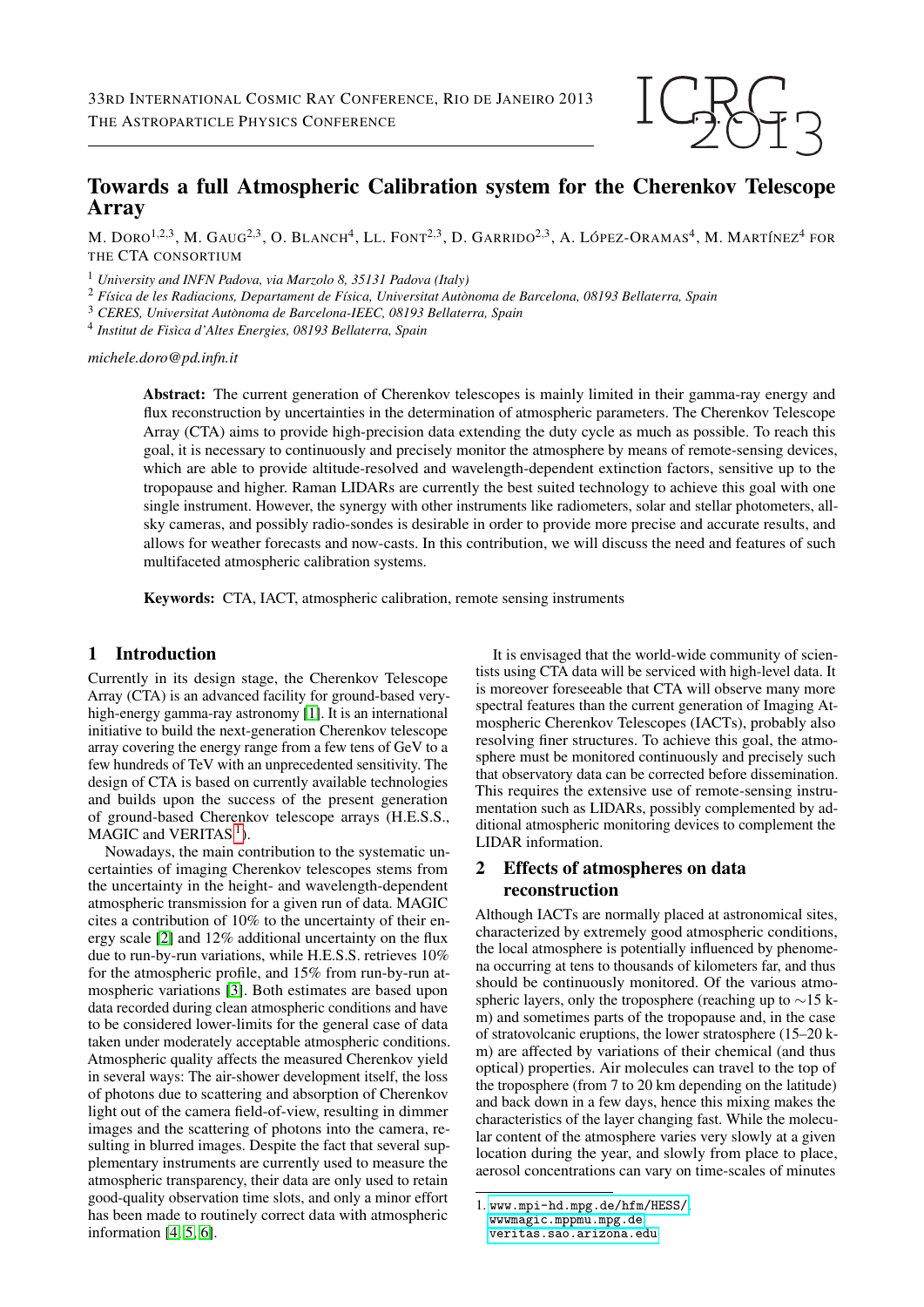# Towards a full Atmospheric Calibration system for the Cherenkov Telescope Array

M. Doro[1,2,3], M. Gaug[2,3], O. Blanch[4], Ll. Font[2,3], D. Garrido[2,3], A. López-Oramas[4], M. Martínez[4] for the CTA Consortium

[1] *University and INFN Padova, via Marzolo 8, 35131 Padova (Italy)*
[2] *Física de les Radiacions, Departament de Física, Universitat Autònoma de Barcelona, 08193 Bellaterra, Spain*
[3] *CERES, Universitat Autònoma de Barcelona-IEEC, 08193 Bellaterra, Spain*
[4] *Institut de Fisica d'Altes Energies, 08193 Bellaterra, Spain*

*michele.doro@pd.infn.it*

**Abstract:** The current generation of Cherenkov telescopes is mainly limited in their gamma-ray energy and flux reconstruction by uncertainties in the determination of atmospheric parameters. The Cherenkov Telescope Array (CTA) aims to provide high-precision data extending the duty cycle as much as possible. To reach this goal, it is necessary to continuously and precisely monitor the atmosphere by means of remote-sensing devices, which are able to provide altitude-resolved and wavelength-dependent extinction factors, sensitive up to the tropopause and higher. Raman LIDARs are currently the best suited technology to achieve this goal with one single instrument. However, the synergy with other instruments like radiometers, solar and stellar photometers, all-sky cameras, and possibly radio-sondes is desirable in order to provide more precise and accurate results, and allows for weather forecasts and now-casts. In this contribution, we will discuss the need and features of such multifaceted atmospheric calibration systems.

**Keywords:** CTA, IACT, atmospheric calibration, remote sensing instruments

## 1 Introduction

Currently in its design stage, the Cherenkov Telescope Array (CTA) is an advanced facility for ground-based very-high-energy gamma-ray astronomy [1]. It is an international initiative to build the next-generation Cherenkov telescope array covering the energy range from a few tens of GeV to a few hundreds of TeV with an unprecedented sensitivity. The design of CTA is based on currently available technologies and builds upon the success of the present generation of ground-based Cherenkov telescope arrays (H.E.S.S., MAGIC and VERITAS[1]).

Nowadays, the main contribution to the systematic uncertainties of imaging Cherenkov telescopes stems from the uncertainty in the height- and wavelength-dependent atmospheric transmission for a given run of data. MAGIC cites a contribution of 10% to the uncertainty of their energy scale [2] and 12% additional uncertainty on the flux due to run-by-run variations, while H.E.S.S. retrieves 10% for the atmospheric profile, and 15% from run-by-run atmospheric variations [3]. Both estimates are based upon data recorded during clean atmospheric conditions and have to be considered lower-limits for the general case of data taken under moderately acceptable atmospheric conditions. Atmospheric quality affects the measured Cherenkov yield in several ways: The air-shower development itself, the loss of photons due to scattering and absorption of Cherenkov light out of the camera field-of-view, resulting in dimmer images and the scattering of photons into the camera, resulting in blurred images. Despite the fact that several supplementary instruments are currently used to measure the atmospheric transparency, their data are only used to retain good-quality observation time slots, and only a minor effort has been made to routinely correct data with atmospheric information [4, 5, 6].

It is envisaged that the world-wide community of scientists using CTA data will be serviced with high-level data. It is moreover foreseeable that CTA will observe many more spectral features than the current generation of Imaging Atmospheric Cherenkov Telescopes (IACTs), probably also resolving finer structures. To achieve this goal, the atmosphere must be monitored continuously and precisely such that observatory data can be corrected before dissemination. This requires the extensive use of remote-sensing instrumentation such as LIDARs, possibly complemented by additional atmospheric monitoring devices to complement the LIDAR information.

## 2 Effects of atmospheres on data reconstruction

Although IACTs are normally placed at astronomical sites, characterized by extremely good atmospheric conditions, the local atmosphere is potentially influenced by phenomena occurring at tens to thousands of kilometers far, and thus should be continuously monitored. Of the various atmospheric layers, only the troposphere (reaching up to $\sim$15 km) and sometimes parts of the tropopause and, in the case of stratovolcanic eruptions, the lower stratosphere (15–20 km) are affected by variations of their chemical (and thus optical) properties. Air molecules can travel to the top of the troposphere (from 7 to 20 km depending on the latitude) and back down in a few days, hence this mixing makes the characteristics of the layer changing fast. While the molecular content of the atmosphere varies very slowly at a given location during the year, and slowly from place to place, aerosol concentrations can vary on time-scales of minutes

1. www.mpi-hd.mpg.de/hfm/HESS/, wwwmagic.mppmu.mpg.de, veritas.sao.arizona.edu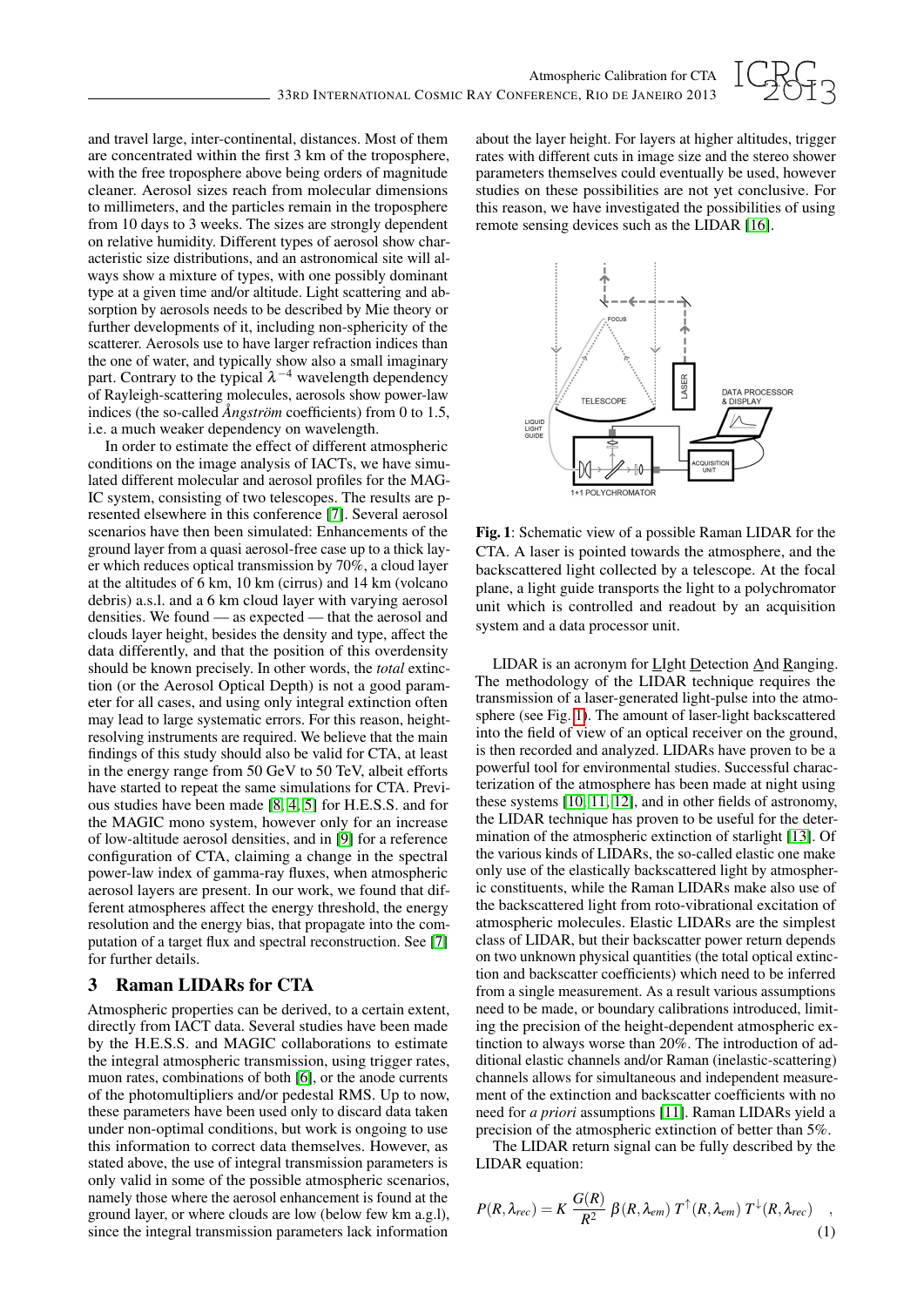and travel large, inter-continental, distances. Most of them are concentrated within the first 3 km of the troposphere, with the free troposphere above being orders of magnitude cleaner. Aerosol sizes reach from molecular dimensions to millimeters, and the particles remain in the troposphere from 10 days to 3 weeks. The sizes are strongly dependent on relative humidity. Different types of aerosol show characteristic size distributions, and an astronomical site will always show a mixture of types, with one possibly dominant type at a given time and/or altitude. Light scattering and absorption by aerosols needs to be described by Mie theory or further developments of it, including non-sphericity of the scatterer. Aerosols use to have larger refraction indices than the one of water, and typically show also a small imaginary part. Contrary to the typical $\lambda^{-4}$ wavelength dependency of Rayleigh-scattering molecules, aerosols show power-law indices (the so-called *Ångström* coefficients) from 0 to 1.5, i.e. a much weaker dependency on wavelength.

In order to estimate the effect of different atmospheric conditions on the image analysis of IACTs, we have simulated different molecular and aerosol profiles for the MAGIC system, consisting of two telescopes. The results are presented elsewhere in this conference [7]. Several aerosol scenarios have then been simulated: Enhancements of the ground layer from a quasi aerosol-free case up to a thick layer which reduces optical transmission by 70%, a cloud layer at the altitudes of 6 km, 10 km (cirrus) and 14 km (volcano debris) a.s.l. and a 6 km cloud layer with varying aerosol densities. We found — as expected — that the aerosol and clouds layer height, besides the density and type, affect the data differently, and that the position of this overdensity should be known precisely. In other words, the *total* extinction (or the Aerosol Optical Depth) is not a good parameter for all cases, and using only integral extinction often may lead to large systematic errors. For this reason, height-resolving instruments are required. We believe that the main findings of this study should also be valid for CTA, at least in the energy range from 50 GeV to 50 TeV, albeit efforts have started to repeat the same simulations for CTA. Previous studies have been made [8, 4, 5] for H.E.S.S. and for the MAGIC mono system, however only for an increase of low-altitude aerosol densities, and in [9] for a reference configuration of CTA, claiming a change in the spectral power-law index of gamma-ray fluxes, when atmospheric aerosol layers are present. In our work, we found that different atmospheres affect the energy threshold, the energy resolution and the energy bias, that propagate into the computation of a target flux and spectral reconstruction. See [7] for further details.

## 3 Raman LIDARs for CTA

Atmospheric properties can be derived, to a certain extent, directly from IACT data. Several studies have been made by the H.E.S.S. and MAGIC collaborations to estimate the integral atmospheric transmission, using trigger rates, muon rates, combinations of both [6], or the anode currents of the photomultipliers and/or pedestal RMS. Up to now, these parameters have been used only to discard data taken under non-optimal conditions, but work is ongoing to use this information to correct data themselves. However, as stated above, the use of integral transmission parameters is only valid in some of the possible atmospheric scenarios, namely those where the aerosol enhancement is found at the ground layer, or where clouds are low (below few km a.g.l), since the integral transmission parameters lack information about the layer height. For layers at higher altitudes, trigger rates with different cuts in image size and the stereo shower parameters themselves could eventually be used, however studies on these possibilities are not yet conclusive. For this reason, we have investigated the possibilities of using remote sensing devices such as the LIDAR [16].

**Fig. 1**: Schematic view of a possible Raman LIDAR for the CTA. A laser is pointed towards the atmosphere, and the backscattered light collected by a telescope. At the focal plane, a light guide transports the light to a polychromator unit which is controlled and readout by an acquisition system and a data processor unit.

LIDAR is an acronym for LIght Detection And Ranging. The methodology of the LIDAR technique requires the transmission of a laser-generated light-pulse into the atmosphere (see Fig. 1). The amount of laser-light backscattered into the field of view of an optical receiver on the ground, is then recorded and analyzed. LIDARs have proven to be a powerful tool for environmental studies. Successful characterization of the atmosphere has been made at night using these systems [10, 11, 12], and in other fields of astronomy, the LIDAR technique has proven to be useful for the determination of the atmospheric extinction of starlight [13]. Of the various kinds of LIDARs, the so-called elastic one make only use of the elastically backscattered light by atmospheric constituents, while the Raman LIDARs make also use of the backscattered light from roto-vibrational excitation of atmospheric molecules. Elastic LIDARs are the simplest class of LIDAR, but their backscatter power return depends on two unknown physical quantities (the total optical extinction and backscatter coefficients) which need to be inferred from a single measurement. As a result various assumptions need to be made, or boundary calibrations introduced, limiting the precision of the height-dependent atmospheric extinction to always worse than 20%. The introduction of additional elastic channels and/or Raman (inelastic-scattering) channels allows for simultaneous and independent measurement of the extinction and backscatter coefficients with no need for *a priori* assumptions [11]. Raman LIDARs yield a precision of the atmospheric extinction of better than 5%.

The LIDAR return signal can be fully described by the LIDAR equation:

$$P(R,\lambda_{rec}) = K\,\frac{G(R)}{R^2}\,\beta(R,\lambda_{em})\,T^{\uparrow}(R,\lambda_{em})\,T^{\downarrow}(R,\lambda_{rec})\quad, \tag{1}$$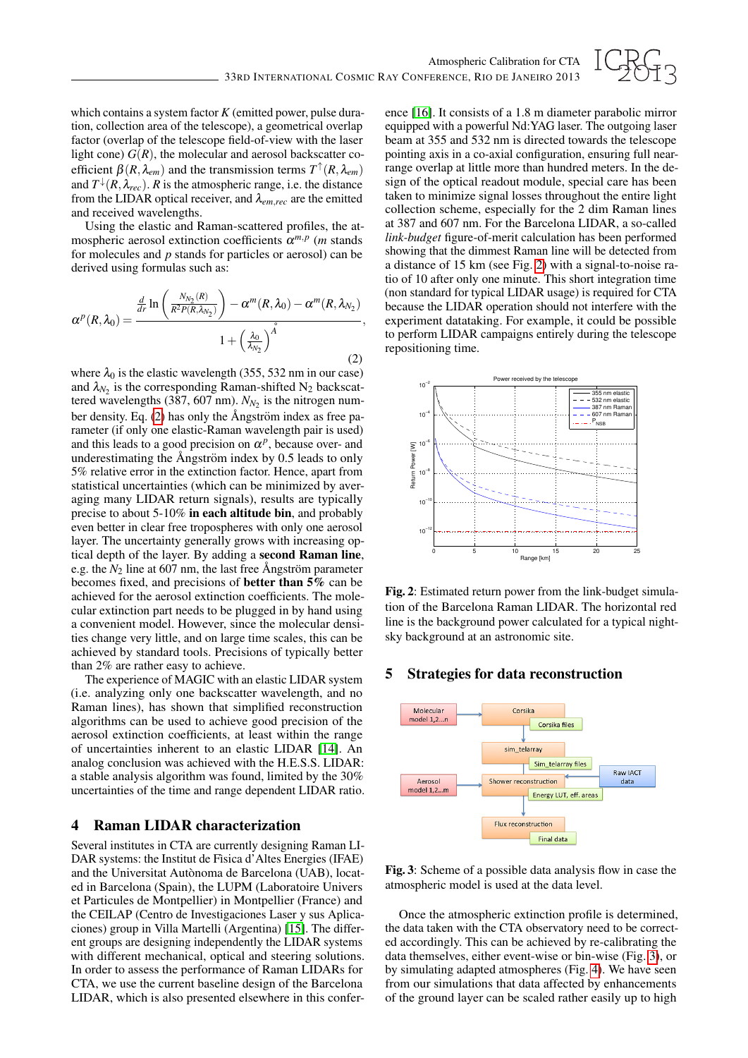which contains a system factor $K$ (emitted power, pulse duration, collection area of the telescope), a geometrical overlap factor (overlap of the telescope field-of-view with the laser light cone) $G(R)$, the molecular and aerosol backscatter coefficient $\beta(R,\lambda_{em})$ and the transmission terms $T^{\uparrow}(R,\lambda_{em})$ and $T^{\downarrow}(R,\lambda_{rec})$. $R$ is the atmospheric range, i.e. the distance from the LIDAR optical receiver, and $\lambda_{em,rec}$ are the emitted and received wavelengths.

Using the elastic and Raman-scattered profiles, the atmospheric aerosol extinction coefficients $\alpha^{m,p}$ ($m$ stands for molecules and $p$ stands for particles or aerosol) can be derived using formulas such as:

$$\alpha^p(R,\lambda_0) = \frac{\frac{d}{dr}\ln\left(\frac{N_{N_2}(R)}{R^2 P(R,\lambda_{N_2})}\right) - \alpha^m(R,\lambda_0) - \alpha^m(R,\lambda_{N_2})}{1+\left(\frac{\lambda_0}{\lambda_{N_2}}\right)^{\mathring{A}}}, \tag{2}$$

where $\lambda_0$ is the elastic wavelength (355, 532 nm in our case) and $\lambda_{N_2}$ is the corresponding Raman-shifted $N_2$ backscattered wavelengths (387, 607 nm). $N_{N_2}$ is the nitrogen number density. Eq. (2) has only the Ångström index as free parameter (if only one elastic-Raman wavelength pair is used) and this leads to a good precision on $\alpha^p$, because over- and underestimating the Ångström index by 0.5 leads to only 5% relative error in the extinction factor. Hence, apart from statistical uncertainties (which can be minimized by averaging many LIDAR return signals), results are typically precise to about 5-10% **in each altitude bin**, and probably even better in clear free tropospheres with only one aerosol layer. The uncertainty generally grows with increasing optical depth of the layer. By adding a **second Raman line**, e.g. the $N_2$ line at 607 nm, the last free Ångström parameter becomes fixed, and precisions of **better than 5%** can be achieved for the aerosol extinction coefficients. The molecular extinction part needs to be plugged in by hand using a convenient model. However, since the molecular densities change very little, and on large time scales, this can be achieved by standard tools. Precisions of typically better than 2% are rather easy to achieve.

The experience of MAGIC with an elastic LIDAR system (i.e. analyzing only one backscatter wavelength, and no Raman lines), has shown that simplified reconstruction algorithms can be used to achieve good precision of the aerosol extinction coefficients, at least within the range of uncertainties inherent to an elastic LIDAR [14]. An analog conclusion was achieved with the H.E.S.S. LIDAR: a stable analysis algorithm was found, limited by the 30% uncertainties of the time and range dependent LIDAR ratio.

## 4 Raman LIDAR characterization

Several institutes in CTA are currently designing Raman LIDAR systems: the Institut de Física d'Altes Energies (IFAE) and the Universitat Autònoma de Barcelona (UAB), located in Barcelona (Spain), the LUPM (Laboratoire Univers et Particules de Montpellier) in Montpellier (France) and the CEILAP (Centro de Investigaciones Laser y sus Aplicaciones) group in Villa Martelli (Argentina) [15]. The different groups are designing independently the LIDAR systems with different mechanical, optical and steering solutions. In order to assess the performance of Raman LIDARs for CTA, we use the current baseline design of the Barcelona LIDAR, which is also presented elsewhere in this conference [16]. It consists of a 1.8 m diameter parabolic mirror equipped with a powerful Nd:YAG laser. The outgoing laser beam at 355 and 532 nm is directed towards the telescope pointing axis in a co-axial configuration, ensuring full near-range overlap at little more than hundred meters. In the design of the optical readout module, special care has been taken to minimize signal losses throughout the entire light collection scheme, especially for the 2 dim Raman lines at 387 and 607 nm. For the Barcelona LIDAR, a so-called *link-budget* figure-of-merit calculation has been performed showing that the dimmest Raman line will be detected from a distance of 15 km (see Fig. 2) with a signal-to-noise ratio of 10 after only one minute. This short integration time (non standard for typical LIDAR usage) is required for CTA because the LIDAR operation should not interfere with the experiment datataking. For example, it could be possible to perform LIDAR campaigns entirely during the telescope repositioning time.

**Fig. 2**: Estimated return power from the link-budget simulation of the Barcelona Raman LIDAR. The horizontal red line is the background power calculated for a typical night-sky background at an astronomic site.

## 5 Strategies for data reconstruction

**Fig. 3**: Scheme of a possible data analysis flow in case the atmospheric model is used at the data level.

Once the atmospheric extinction profile is determined, the data taken with the CTA observatory need to be corrected accordingly. This can be achieved by re-calibrating the data themselves, either event-wise or bin-wise (Fig. 3), or by simulating adapted atmospheres (Fig. 4). We have seen from our simulations that data affected by enhancements of the ground layer can be scaled rather easily up to high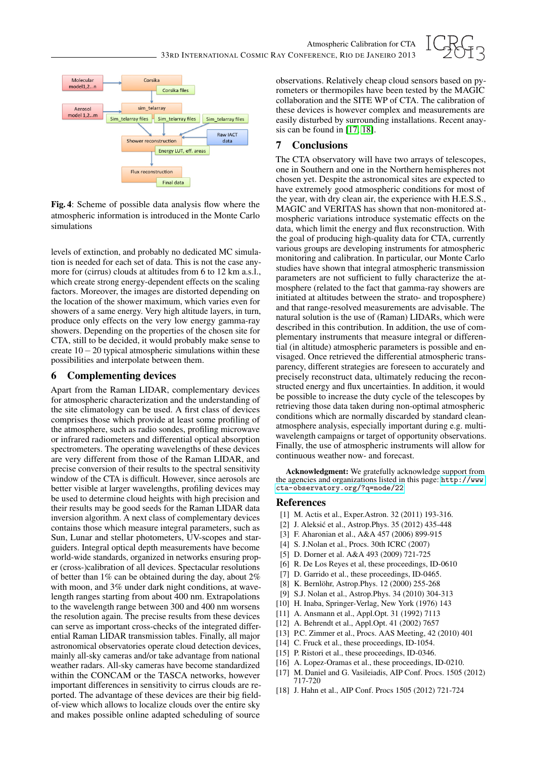Molecular model1,2...n

Corsika

Corsika files

Aerosol model 1,2...m

sim_telarray

Sim_telarray files

Sim_telarray files

Sim_telarray files

Shower reconstruction

Raw IACT data

Energy LUT, eff. areas

Flux reconstruction

Final data

**Fig. 4**: Scheme of possible data analysis flow where the atmospheric information is introduced in the Monte Carlo simulations

levels of extinction, and probably no dedicated MC simulation is needed for each set of data. This is not the case anymore for (cirrus) clouds at altitudes from 6 to 12 km a.s.l., which create strong energy-dependent effects on the scaling factors. Moreover, the images are distorted depending on the location of the shower maximum, which varies even for showers of a same energy. Very high altitude layers, in turn, produce only effects on the very low energy gamma-ray showers. Depending on the properties of the chosen site for CTA, still to be decided, it would probably make sense to create $10-20$ typical atmospheric simulations within these possibilities and interpolate between them.

## 6 Complementing devices

Apart from the Raman LIDAR, complementary devices for atmospheric characterization and the understanding of the site climatology can be used. A first class of devices comprises those which provide at least some profiling of the atmosphere, such as radio sondes, profiling microwave or infrared radiometers and differential optical absorption spectrometers. The operating wavelengths of these devices are very different from those of the Raman LIDAR, and precise conversion of their results to the spectral sensitivity window of the CTA is difficult. However, since aerosols are better visible at larger wavelengths, profiling devices may be used to determine cloud heights with high precision and their results may be good seeds for the Raman LIDAR data inversion algorithm. A next class of complementary devices contains those which measure integral parameters, such as Sun, Lunar and stellar photometers, UV-scopes and starguiders. Integral optical depth measurements have become world-wide standards, organized in networks ensuring proper (cross-)calibration of all devices. Spectacular resolutions of better than 1% can be obtained during the day, about 2% with moon, and 3% under dark night conditions, at wavelength ranges starting from about 400 nm. Extrapolations to the wavelength range between 300 and 400 nm worsens the resolution again. The precise results from these devices can serve as important cross-checks of the integrated differential Raman LIDAR transmission tables. Finally, all major astronomical observatories operate cloud detection devices, mainly all-sky cameras and/or take advantage from national weather radars. All-sky cameras have become standardized within the CONCAM or the TASCA networks, however important differences in sensitivity to cirrus clouds are reported. The advantage of these devices are their big field-of-view which allows to localize clouds over the entire sky and makes possible online adapted scheduling of source observations. Relatively cheap cloud sensors based on pyrometers or thermopiles have been tested by the MAGIC collaboration and the SITE WP of CTA. The calibration of these devices is however complex and measurements are easily disturbed by surrounding installations. Recent anaysis can be found in [17, 18].

## 7 Conclusions

The CTA observatory will have two arrays of telescopes, one in Southern and one in the Northern hemispheres not chosen yet. Despite the astronomical sites are expected to have extremely good atmospheric conditions for most of the year, with dry clean air, the experience with H.E.S.S., MAGIC and VERITAS has shown that non-monitored atmospheric variations introduce systematic effects on the data, which limit the energy and flux reconstruction. With the goal of producing high-quality data for CTA, currently various groups are developing instruments for atmospheric monitoring and calibration. In particular, our Monte Carlo studies have shown that integral atmospheric transmission parameters are not sufficient to fully characterize the atmosphere (related to the fact that gamma-ray showers are initiated at altitudes between the strato- and troposphere) and that range-resolved measurements are advisable. The natural solution is the use of (Raman) LIDARs, which were described in this contribution. In addition, the use of complementary instruments that measure integral or differential (in altitude) atmospheric parameters is possible and envisaged. Once retrieved the differential atmospheric transparency, different strategies are foreseen to accurately and precisely reconstruct data, ultimately reducing the reconstructed energy and flux uncertainties. In addition, it would be possible to increase the duty cycle of the telescopes by retrieving those data taken during non-optimal atmospheric conditions which are normally discarded by standard clean-atmosphere analysis, especially important during e.g. multi-wavelength campaigns or target of opportunity observations. Finally, the use of atmospheric instruments will allow for continuous weather now- and forecast.

**Acknowledgment:** We gratefully acknowledge support from the agencies and organizations listed in this page: `http://www.cta-observatory.org/?q=node/22`

## References

[1] M. Actis et al., Exper.Astron. 32 (2011) 193-316.
[2] J. Aleksić et al., Astrop.Phys. 35 (2012) 435-448
[3] F. Aharonian et al., A&A 457 (2006) 899-915
[4] S. J.Nolan et al., Procs. 30th ICRC (2007)
[5] D. Dorner et al. A&A 493 (2009) 721-725
[6] R. De Los Reyes et al, these proceedings, ID-0610
[7] D. Garrido et al., these proceedings, ID-0465.
[8] K. Bernlöhr, Astrop.Phys. 12 (2000) 255-268
[9] S.J. Nolan et al., Astrop.Phys. 34 (2010) 304-313
[10] H. Inaba, Springer-Verlag, New York (1976) 143
[11] A. Ansmann et al., Appl.Opt. 31 (1992) 7113
[12] A. Behrendt et al., Appl.Opt. 41 (2002) 7657
[13] P.C. Zimmer et al., Procs. AAS Meeting, 42 (2010) 401
[14] C. Fruck et al., these proceedings, ID-1054.
[15] P. Ristori et al., these proceedings, ID-0346.
[16] A. Lopez-Oramas et al., these proceedings, ID-0210.
[17] M. Daniel and G. Vasileiadis, AIP Conf. Procs. 1505 (2012) 717-720
[18] J. Hahn et al., AIP Conf. Procs 1505 (2012) 721-724